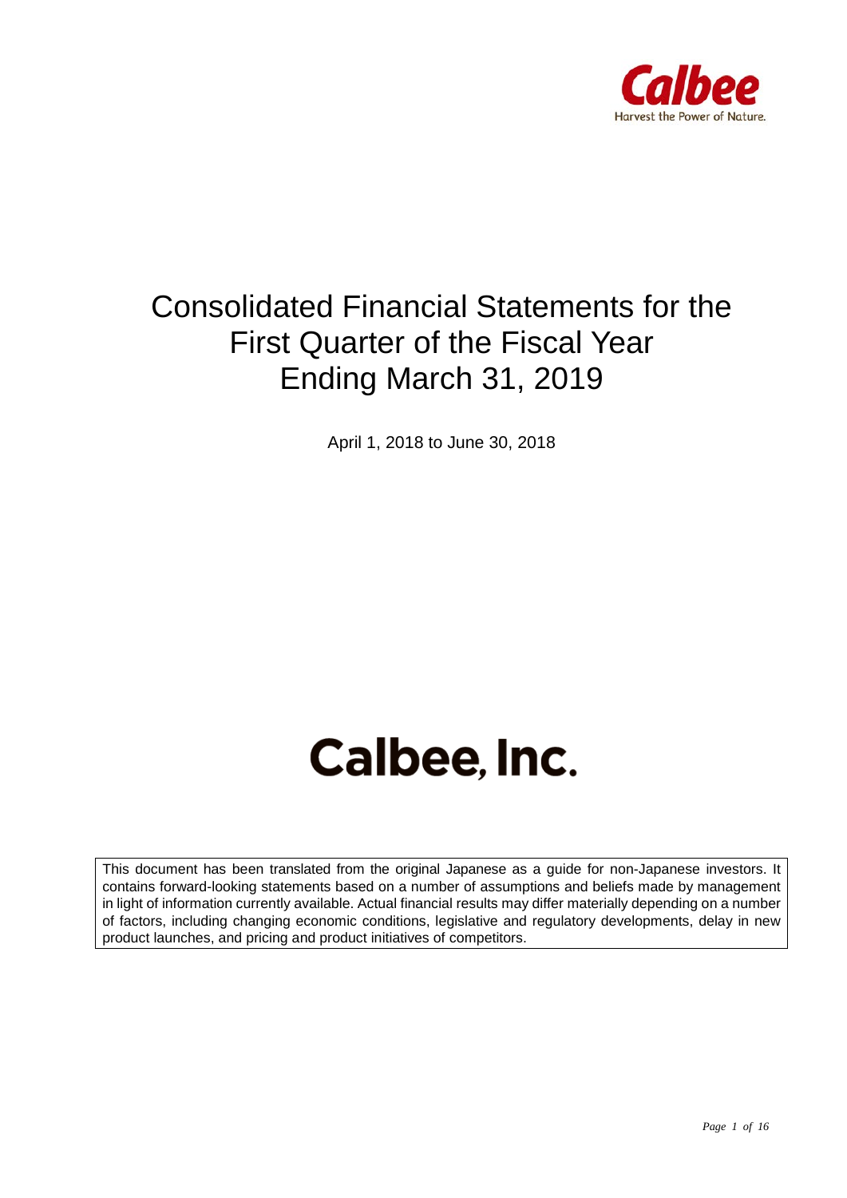Calbee

Harvest the Power of Nature.

# Consolidated Financial Statements for the First Quarter of the Fiscal Year Ending March 31, 2019

April 1, 2018 to June 30, 2018

## Calbee, Inc.

This document has been translated from the original Japanese as a guide for non-Japanese investors. It contains forward-looking statements based on a number of assumptions and beliefs made by management in light of information currently available. Actual financial results may differ materially depending on a number of factors, including changing economic conditions, legislative and regulatory developments, delay in new product launches, and pricing and product initiatives of competitors.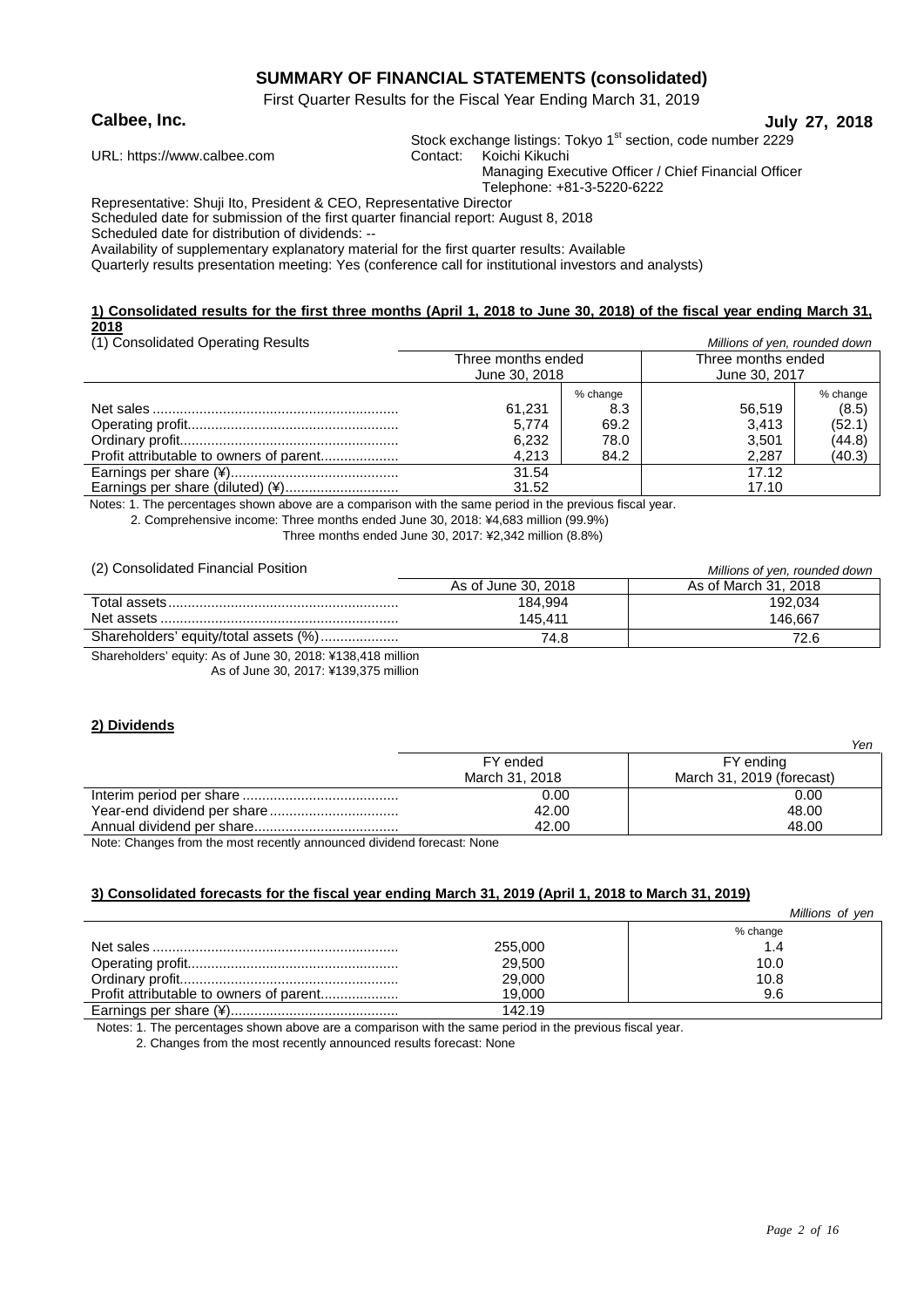# SUMMARY OF FINANCIAL STATEMENTS (consolidated)

First Quarter Results for the Fiscal Year Ending March 31, 2019

**Calbee, Inc.** **July 27, 2018**

Stock exchange listings: Tokyo 1st section, code number 2229

URL: https://www.calbee.com

Contact: Koichi Kikuchi
Managing Executive Officer / Chief Financial Officer
Telephone: +81-3-5220-6222

Representative: Shuji Ito, President & CEO, Representative Director
Scheduled date for submission of the first quarter financial report: August 8, 2018
Scheduled date for distribution of dividends: --
Availability of supplementary explanatory material for the first quarter results: Available
Quarterly results presentation meeting: Yes (conference call for institutional investors and analysts)

## 1) Consolidated results for the first three months (April 1, 2018 to June 30, 2018) of the fiscal year ending March 31, 2018

(1) Consolidated Operating Results

*Millions of yen, rounded down*

| | Three months ended June 30, 2018 | | Three months ended June 30, 2017 | |
|---|---|---|---|---|
| | | % change | | % change |
| Net sales | 61,231 | 8.3 | 56,519 | (8.5) |
| Operating profit | 5,774 | 69.2 | 3,413 | (52.1) |
| Ordinary profit | 6,232 | 78.0 | 3,501 | (44.8) |
| Profit attributable to owners of parent | 4,213 | 84.2 | 2,287 | (40.3) |
| Earnings per share (¥) | 31.54 | | 17.12 | |
| Earnings per share (diluted) (¥) | 31.52 | | 17.10 | |

Notes: 1. The percentages shown above are a comparison with the same period in the previous fiscal year.
2. Comprehensive income: Three months ended June 30, 2018: ¥4,683 million (99.9%)
Three months ended June 30, 2017: ¥2,342 million (8.8%)

(2) Consolidated Financial Position

*Millions of yen, rounded down*

| | As of June 30, 2018 | As of March 31, 2018 |
|---|---|---|
| Total assets | 184,994 | 192,034 |
| Net assets | 145,411 | 146,667 |
| Shareholders' equity/total assets (%) | 74.8 | 72.6 |

Shareholders' equity: As of June 30, 2018: ¥138,418 million
As of June 30, 2017: ¥139,375 million

## 2) Dividends

*Yen*

| | FY ended March 31, 2018 | FY ending March 31, 2019 (forecast) |
|---|---|---|
| Interim period per share | 0.00 | 0.00 |
| Year-end dividend per share | 42.00 | 48.00 |
| Annual dividend per share | 42.00 | 48.00 |

Note: Changes from the most recently announced dividend forecast: None

## 3) Consolidated forecasts for the fiscal year ending March 31, 2019 (April 1, 2018 to March 31, 2019)

*Millions of yen*

| | | % change |
|---|---|---|
| Net sales | 255,000 | 1.4 |
| Operating profit | 29,500 | 10.0 |
| Ordinary profit | 29,000 | 10.8 |
| Profit attributable to owners of parent | 19,000 | 9.6 |
| Earnings per share (¥) | 142.19 | |

Notes: 1. The percentages shown above are a comparison with the same period in the previous fiscal year.
2. Changes from the most recently announced results forecast: None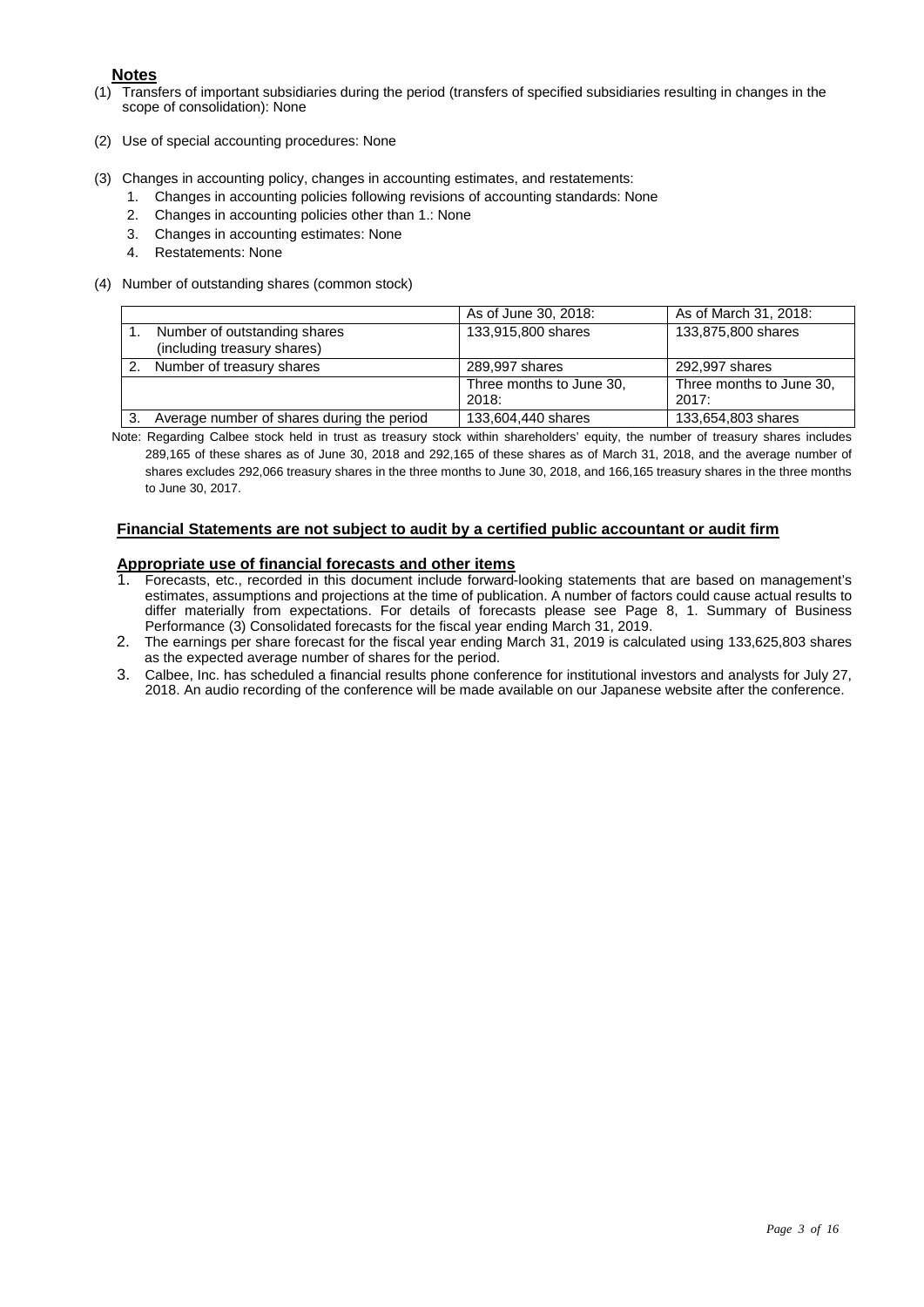## Notes

(1) Transfers of important subsidiaries during the period (transfers of specified subsidiaries resulting in changes in the scope of consolidation): None

(2) Use of special accounting procedures: None

(3) Changes in accounting policy, changes in accounting estimates, and restatements:
1. Changes in accounting policies following revisions of accounting standards: None
2. Changes in accounting policies other than 1.: None
3. Changes in accounting estimates: None
4. Restatements: None

(4) Number of outstanding shares (common stock)

| | As of June 30, 2018: | As of March 31, 2018: |
|---|---|---|
| 1. Number of outstanding shares (including treasury shares) | 133,915,800 shares | 133,875,800 shares |
| 2. Number of treasury shares | 289,997 shares | 292,997 shares |
| | Three months to June 30, 2018: | Three months to June 30, 2017: |
| 3. Average number of shares during the period | 133,604,440 shares | 133,654,803 shares |

Note: Regarding Calbee stock held in trust as treasury stock within shareholders' equity, the number of treasury shares includes 289,165 of these shares as of June 30, 2018 and 292,165 of these shares as of March 31, 2018, and the average number of shares excludes 292,066 treasury shares in the three months to June 30, 2018, and 166,165 treasury shares in the three months to June 30, 2017.

## Financial Statements are not subject to audit by a certified public accountant or audit firm

## Appropriate use of financial forecasts and other items

1. Forecasts, etc., recorded in this document include forward-looking statements that are based on management's estimates, assumptions and projections at the time of publication. A number of factors could cause actual results to differ materially from expectations. For details of forecasts please see Page 8, 1. Summary of Business Performance (3) Consolidated forecasts for the fiscal year ending March 31, 2019.
2. The earnings per share forecast for the fiscal year ending March 31, 2019 is calculated using 133,625,803 shares as the expected average number of shares for the period.
3. Calbee, Inc. has scheduled a financial results phone conference for institutional investors and analysts for July 27, 2018. An audio recording of the conference will be made available on our Japanese website after the conference.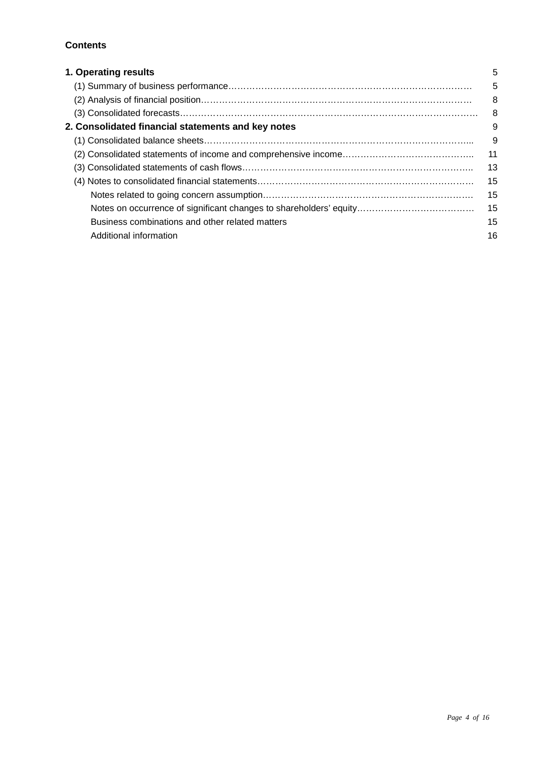**Contents**

| | |
|---|---|
| **1. Operating results** | 5 |
| (1) Summary of business performance | 5 |
| (2) Analysis of financial position | 8 |
| (3) Consolidated forecasts | 8 |
| **2. Consolidated financial statements and key notes** | 9 |
| (1) Consolidated balance sheets | 9 |
| (2) Consolidated statements of income and comprehensive income | 11 |
| (3) Consolidated statements of cash flows | 13 |
| (4) Notes to consolidated financial statements | 15 |
| Notes related to going concern assumption | 15 |
| Notes on occurrence of significant changes to shareholders' equity | 15 |
| Business combinations and other related matters | 15 |
| Additional information | 16 |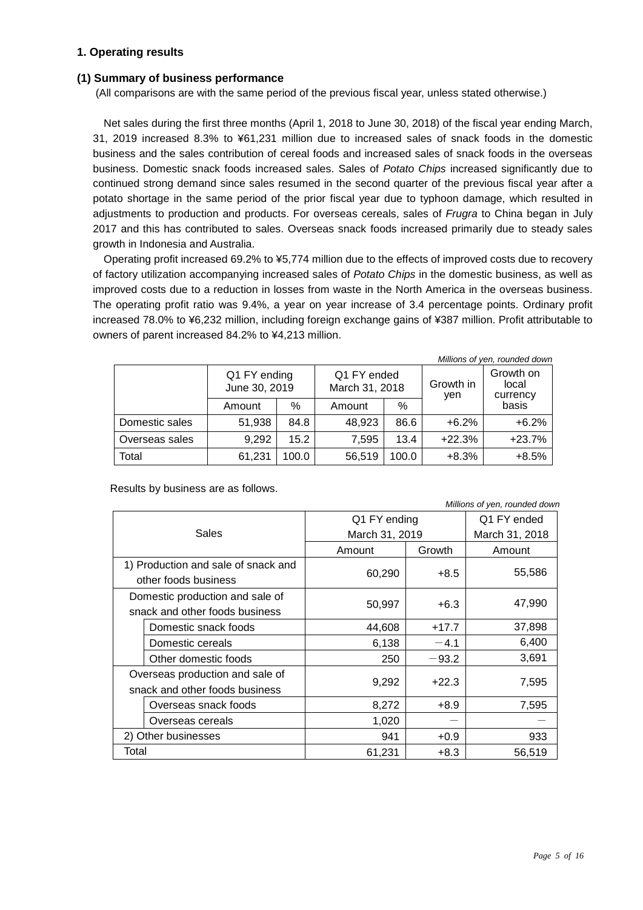## 1. Operating results

### (1) Summary of business performance

(All comparisons are with the same period of the previous fiscal year, unless stated otherwise.)

Net sales during the first three months (April 1, 2018 to June 30, 2018) of the fiscal year ending March, 31, 2019 increased 8.3% to ¥61,231 million due to increased sales of snack foods in the domestic business and the sales contribution of cereal foods and increased sales of snack foods in the overseas business. Domestic snack foods increased sales. Sales of *Potato Chips* increased significantly due to continued strong demand since sales resumed in the second quarter of the previous fiscal year after a potato shortage in the same period of the prior fiscal year due to typhoon damage, which resulted in adjustments to production and products. For overseas cereals, sales of *Frugra* to China began in July 2017 and this has contributed to sales. Overseas snack foods increased primarily due to steady sales growth in Indonesia and Australia.

Operating profit increased 69.2% to ¥5,774 million due to the effects of improved costs due to recovery of factory utilization accompanying increased sales of *Potato Chips* in the domestic business, as well as improved costs due to a reduction in losses from waste in the North America in the overseas business. The operating profit ratio was 9.4%, a year on year increase of 3.4 percentage points. Ordinary profit increased 78.0% to ¥6,232 million, including foreign exchange gains of ¥387 million. Profit attributable to owners of parent increased 84.2% to ¥4,213 million.

*Millions of yen, rounded down*

| | Q1 FY ending June 30, 2019 | | Q1 FY ended March 31, 2018 | | Growth in yen | Growth on local currency basis |
|---|---|---|---|---|---|---|
| | Amount | % | Amount | % | | |
| Domestic sales | 51,938 | 84.8 | 48,923 | 86.6 | +6.2% | +6.2% |
| Overseas sales | 9,292 | 15.2 | 7,595 | 13.4 | +22.3% | +23.7% |
| Total | 61,231 | 100.0 | 56,519 | 100.0 | +8.3% | +8.5% |

Results by business are as follows.

*Millions of yen, rounded down*

| Sales | Q1 FY ending March 31, 2019 | | Q1 FY ended March 31, 2018 |
|---|---|---|---|
| | Amount | Growth | Amount |
| 1) Production and sale of snack and other foods business | 60,290 | +8.5 | 55,586 |
| Domestic production and sale of snack and other foods business | 50,997 | +6.3 | 47,990 |
| Domestic snack foods | 44,608 | +17.7 | 37,898 |
| Domestic cereals | 6,138 | −4.1 | 6,400 |
| Other domestic foods | 250 | −93.2 | 3,691 |
| Overseas production and sale of snack and other foods business | 9,292 | +22.3 | 7,595 |
| Overseas snack foods | 8,272 | +8.9 | 7,595 |
| Overseas cereals | 1,020 | — | — |
| 2) Other businesses | 941 | +0.9 | 933 |
| Total | 61,231 | +8.3 | 56,519 |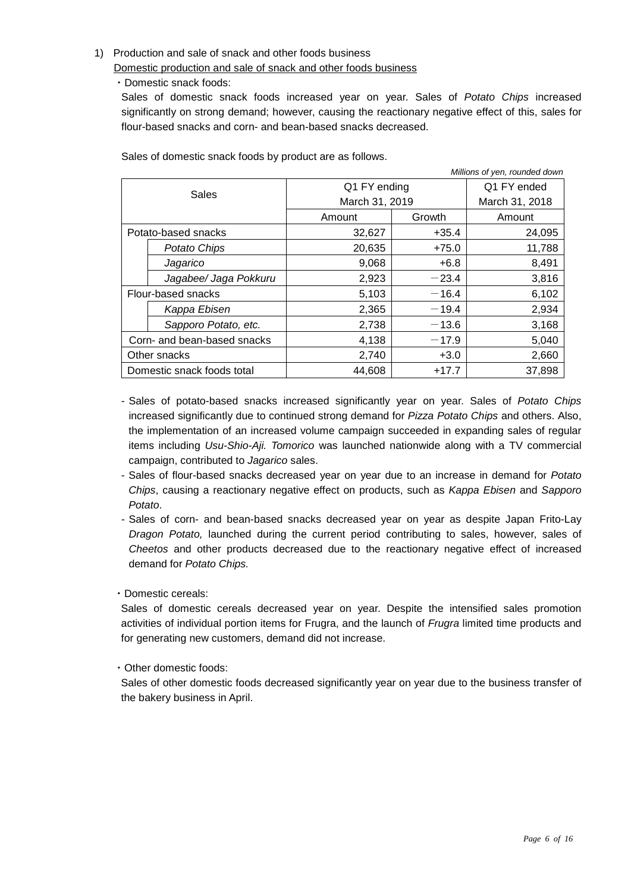1) Production and sale of snack and other foods business

<u>Domestic production and sale of snack and other foods business</u>

・Domestic snack foods:

Sales of domestic snack foods increased year on year. Sales of *Potato Chips* increased significantly on strong demand; however, causing the reactionary negative effect of this, sales for flour-based snacks and corn- and bean-based snacks decreased.

Sales of domestic snack foods by product are as follows.

*Millions of yen, rounded down*

| Sales | | Q1 FY ending March 31, 2019 | | Q1 FY ended March 31, 2018 |
|---|---|---|---|---|
| | | Amount | Growth | Amount |
| Potato-based snacks | | 32,627 | +35.4 | 24,095 |
| | *Potato Chips* | 20,635 | +75.0 | 11,788 |
| | *Jagarico* | 9,068 | +6.8 | 8,491 |
| | *Jagabee/ Jaga Pokkuru* | 2,923 | −23.4 | 3,816 |
| Flour-based snacks | | 5,103 | −16.4 | 6,102 |
| | *Kappa Ebisen* | 2,365 | −19.4 | 2,934 |
| | *Sapporo Potato, etc.* | 2,738 | −13.6 | 3,168 |
| Corn- and bean-based snacks | | 4,138 | −17.9 | 5,040 |
| Other snacks | | 2,740 | +3.0 | 2,660 |
| Domestic snack foods total | | 44,608 | +17.7 | 37,898 |

- Sales of potato-based snacks increased significantly year on year. Sales of *Potato Chips* increased significantly due to continued strong demand for *Pizza Potato Chips* and others. Also, the implementation of an increased volume campaign succeeded in expanding sales of regular items including *Usu-Shio-Aji. Tomorico* was launched nationwide along with a TV commercial campaign, contributed to *Jagarico* sales.
- Sales of flour-based snacks decreased year on year due to an increase in demand for *Potato Chips*, causing a reactionary negative effect on products, such as *Kappa Ebisen* and *Sapporo Potato*.
- Sales of corn- and bean-based snacks decreased year on year as despite Japan Frito-Lay *Dragon Potato,* launched during the current period contributing to sales, however, sales of *Cheetos* and other products decreased due to the reactionary negative effect of increased demand for *Potato Chips.*

・Domestic cereals:

Sales of domestic cereals decreased year on year. Despite the intensified sales promotion activities of individual portion items for Frugra, and the launch of *Frugra* limited time products and for generating new customers, demand did not increase.

・Other domestic foods:

Sales of other domestic foods decreased significantly year on year due to the business transfer of the bakery business in April.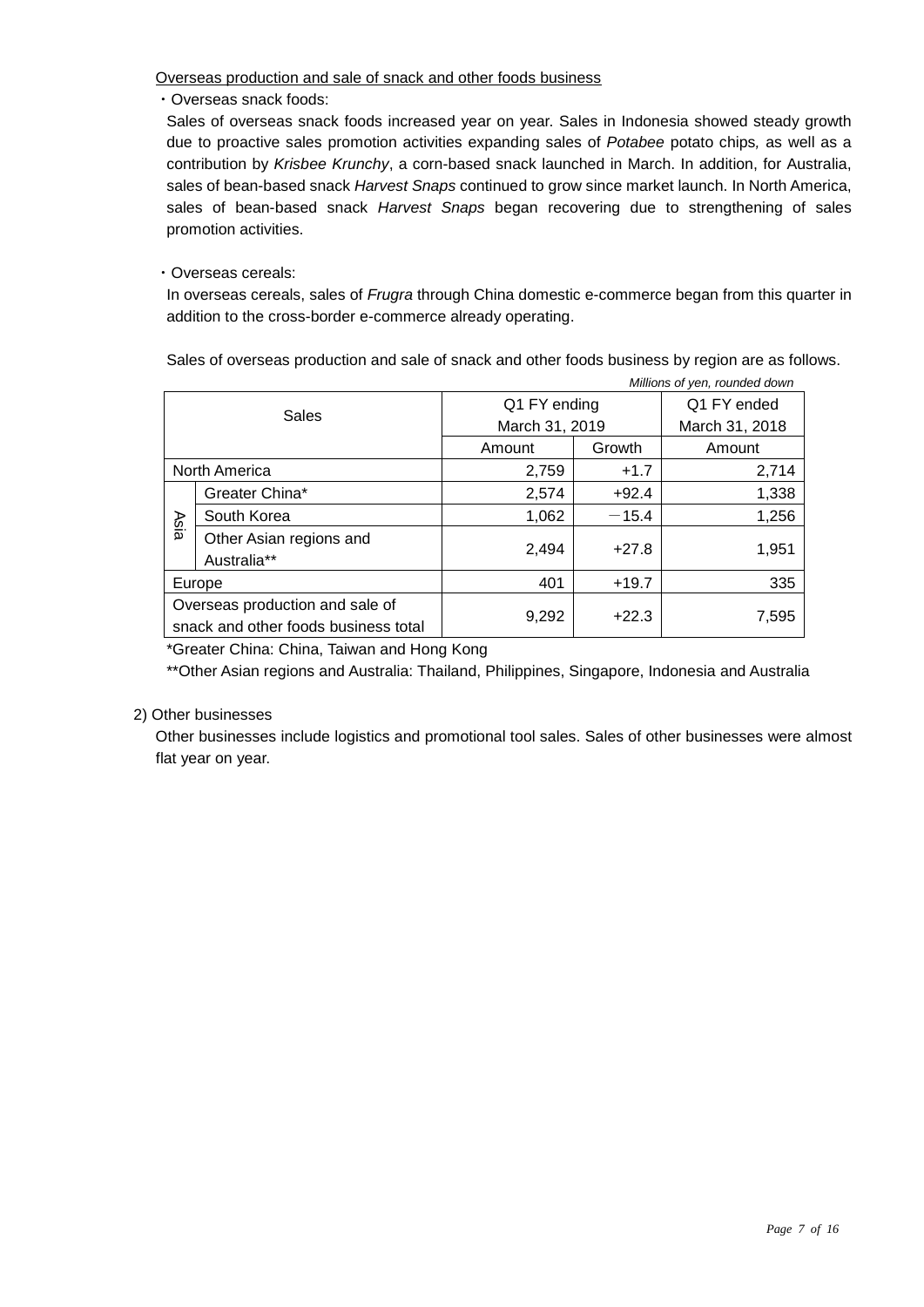Overseas production and sale of snack and other foods business

・Overseas snack foods:

Sales of overseas snack foods increased year on year. Sales in Indonesia showed steady growth due to proactive sales promotion activities expanding sales of *Potabee* potato chips, as well as a contribution by *Krisbee Krunchy*, a corn-based snack launched in March. In addition, for Australia, sales of bean-based snack *Harvest Snaps* continued to grow since market launch. In North America, sales of bean-based snack *Harvest Snaps* began recovering due to strengthening of sales promotion activities.

・Overseas cereals:

In overseas cereals, sales of *Frugra* through China domestic e-commerce began from this quarter in addition to the cross-border e-commerce already operating.

Sales of overseas production and sale of snack and other foods business by region are as follows.

*Millions of yen, rounded down*

| Sales | | Q1 FY ending March 31, 2019 | | Q1 FY ended March 31, 2018 |
|---|---|---|---|---|
| | | Amount | Growth | Amount |
| North America | | 2,759 | +1.7 | 2,714 |
| Asia | Greater China* | 2,574 | +92.4 | 1,338 |
| | South Korea | 1,062 | −15.4 | 1,256 |
| | Other Asian regions and Australia** | 2,494 | +27.8 | 1,951 |
| Europe | | 401 | +19.7 | 335 |
| Overseas production and sale of snack and other foods business total | | 9,292 | +22.3 | 7,595 |

*Greater China: China, Taiwan and Hong Kong

**Other Asian regions and Australia: Thailand, Philippines, Singapore, Indonesia and Australia

2) Other businesses

Other businesses include logistics and promotional tool sales. Sales of other businesses were almost flat year on year.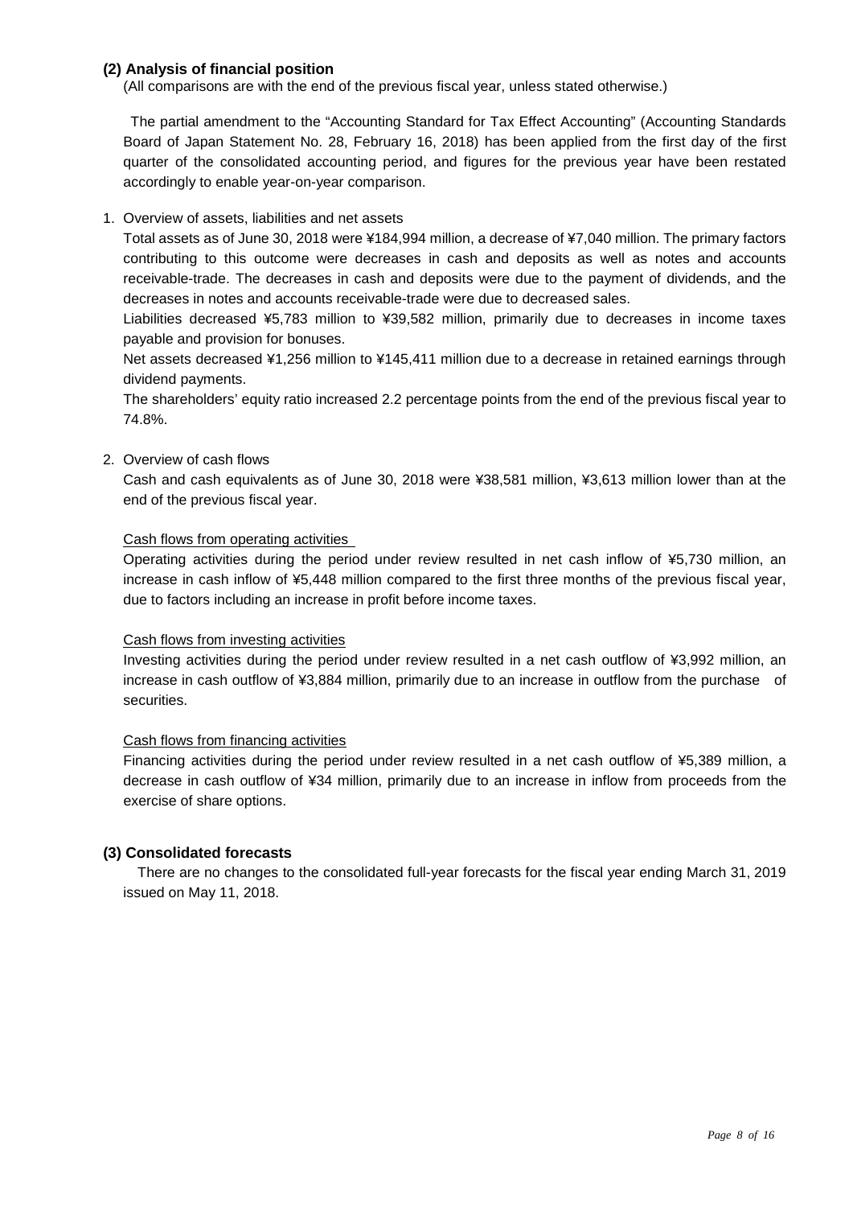### (2) Analysis of financial position

(All comparisons are with the end of the previous fiscal year, unless stated otherwise.)

The partial amendment to the "Accounting Standard for Tax Effect Accounting" (Accounting Standards Board of Japan Statement No. 28, February 16, 2018) has been applied from the first day of the first quarter of the consolidated accounting period, and figures for the previous year have been restated accordingly to enable year-on-year comparison.

1. Overview of assets, liabilities and net assets

   Total assets as of June 30, 2018 were ¥184,994 million, a decrease of ¥7,040 million. The primary factors contributing to this outcome were decreases in cash and deposits as well as notes and accounts receivable-trade. The decreases in cash and deposits were due to the payment of dividends, and the decreases in notes and accounts receivable-trade were due to decreased sales.

   Liabilities decreased ¥5,783 million to ¥39,582 million, primarily due to decreases in income taxes payable and provision for bonuses.

   Net assets decreased ¥1,256 million to ¥145,411 million due to a decrease in retained earnings through dividend payments.

   The shareholders' equity ratio increased 2.2 percentage points from the end of the previous fiscal year to 74.8%.

2. Overview of cash flows

   Cash and cash equivalents as of June 30, 2018 were ¥38,581 million, ¥3,613 million lower than at the end of the previous fiscal year.

   Cash flows from operating activities

   Operating activities during the period under review resulted in net cash inflow of ¥5,730 million, an increase in cash inflow of ¥5,448 million compared to the first three months of the previous fiscal year, due to factors including an increase in profit before income taxes.

   Cash flows from investing activities

   Investing activities during the period under review resulted in a net cash outflow of ¥3,992 million, an increase in cash outflow of ¥3,884 million, primarily due to an increase in outflow from the purchase of securities.

   Cash flows from financing activities

   Financing activities during the period under review resulted in a net cash outflow of ¥5,389 million, a decrease in cash outflow of ¥34 million, primarily due to an increase in inflow from proceeds from the exercise of share options.

### (3) Consolidated forecasts

There are no changes to the consolidated full-year forecasts for the fiscal year ending March 31, 2019 issued on May 11, 2018.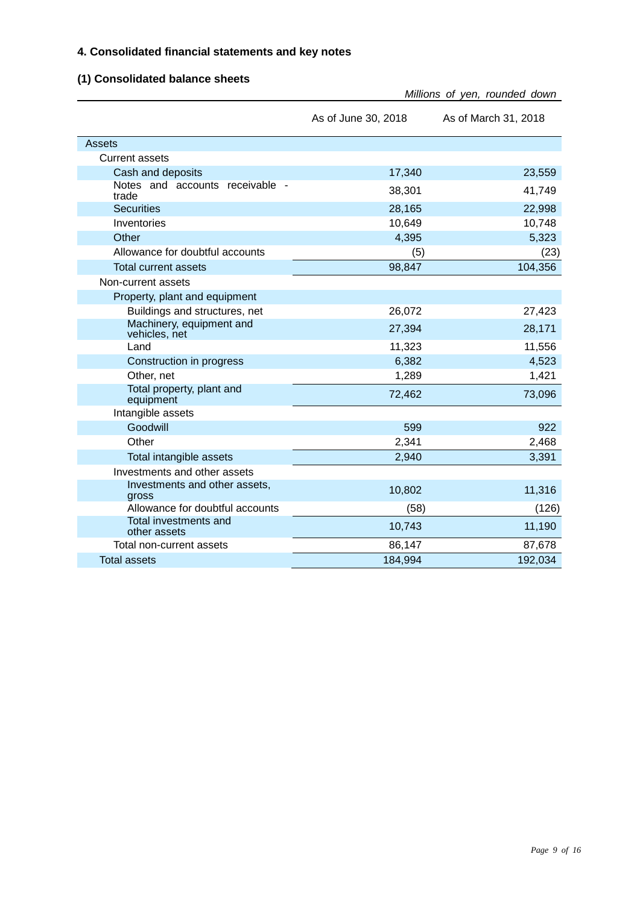## 4. Consolidated financial statements and key notes

### (1) Consolidated balance sheets

*Millions of yen, rounded down*

| | As of June 30, 2018 | As of March 31, 2018 |
|---|---|---|
| Assets | | |
| Current assets | | |
| Cash and deposits | 17,340 | 23,559 |
| Notes and accounts receivable - trade | 38,301 | 41,749 |
| Securities | 28,165 | 22,998 |
| Inventories | 10,649 | 10,748 |
| Other | 4,395 | 5,323 |
| Allowance for doubtful accounts | (5) | (23) |
| Total current assets | 98,847 | 104,356 |
| Non-current assets | | |
| Property, plant and equipment | | |
| Buildings and structures, net | 26,072 | 27,423 |
| Machinery, equipment and vehicles, net | 27,394 | 28,171 |
| Land | 11,323 | 11,556 |
| Construction in progress | 6,382 | 4,523 |
| Other, net | 1,289 | 1,421 |
| Total property, plant and equipment | 72,462 | 73,096 |
| Intangible assets | | |
| Goodwill | 599 | 922 |
| Other | 2,341 | 2,468 |
| Total intangible assets | 2,940 | 3,391 |
| Investments and other assets | | |
| Investments and other assets, gross | 10,802 | 11,316 |
| Allowance for doubtful accounts | (58) | (126) |
| Total investments and other assets | 10,743 | 11,190 |
| Total non-current assets | 86,147 | 87,678 |
| Total assets | 184,994 | 192,034 |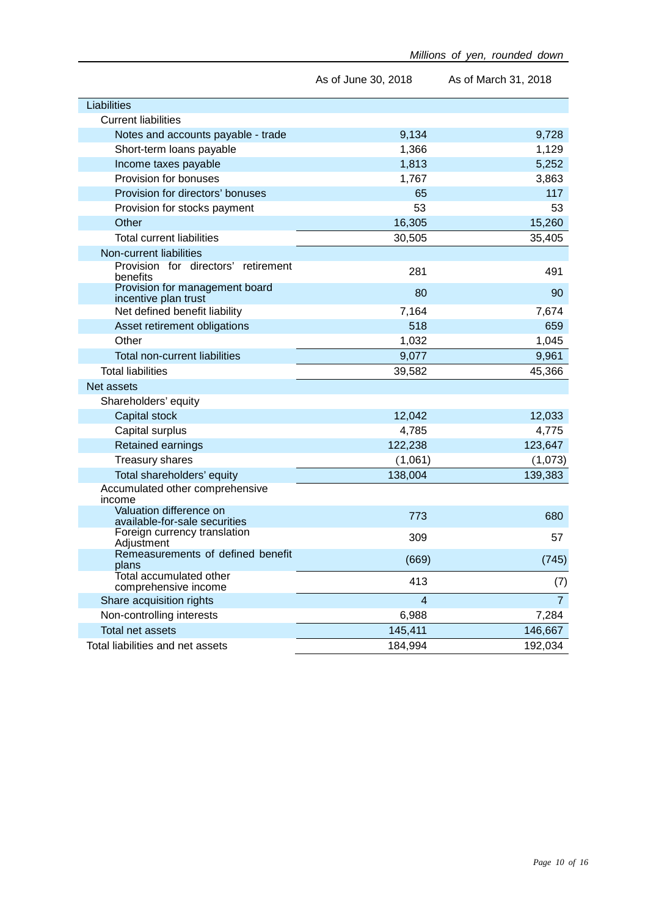*Millions of yen, rounded down*

| | As of June 30, 2018 | As of March 31, 2018 |
|---|---|---|
| Liabilities | | |
| Current liabilities | | |
| Notes and accounts payable - trade | 9,134 | 9,728 |
| Short-term loans payable | 1,366 | 1,129 |
| Income taxes payable | 1,813 | 5,252 |
| Provision for bonuses | 1,767 | 3,863 |
| Provision for directors' bonuses | 65 | 117 |
| Provision for stocks payment | 53 | 53 |
| Other | 16,305 | 15,260 |
| Total current liabilities | 30,505 | 35,405 |
| Non-current liabilities | | |
| Provision for directors' retirement benefits | 281 | 491 |
| Provision for management board incentive plan trust | 80 | 90 |
| Net defined benefit liability | 7,164 | 7,674 |
| Asset retirement obligations | 518 | 659 |
| Other | 1,032 | 1,045 |
| Total non-current liabilities | 9,077 | 9,961 |
| Total liabilities | 39,582 | 45,366 |
| Net assets | | |
| Shareholders' equity | | |
| Capital stock | 12,042 | 12,033 |
| Capital surplus | 4,785 | 4,775 |
| Retained earnings | 122,238 | 123,647 |
| Treasury shares | (1,061) | (1,073) |
| Total shareholders' equity | 138,004 | 139,383 |
| Accumulated other comprehensive income | | |
| Valuation difference on available-for-sale securities | 773 | 680 |
| Foreign currency translation Adjustment | 309 | 57 |
| Remeasurements of defined benefit plans | (669) | (745) |
| Total accumulated other comprehensive income | 413 | (7) |
| Share acquisition rights | 4 | 7 |
| Non-controlling interests | 6,988 | 7,284 |
| Total net assets | 145,411 | 146,667 |
| Total liabilities and net assets | 184,994 | 192,034 |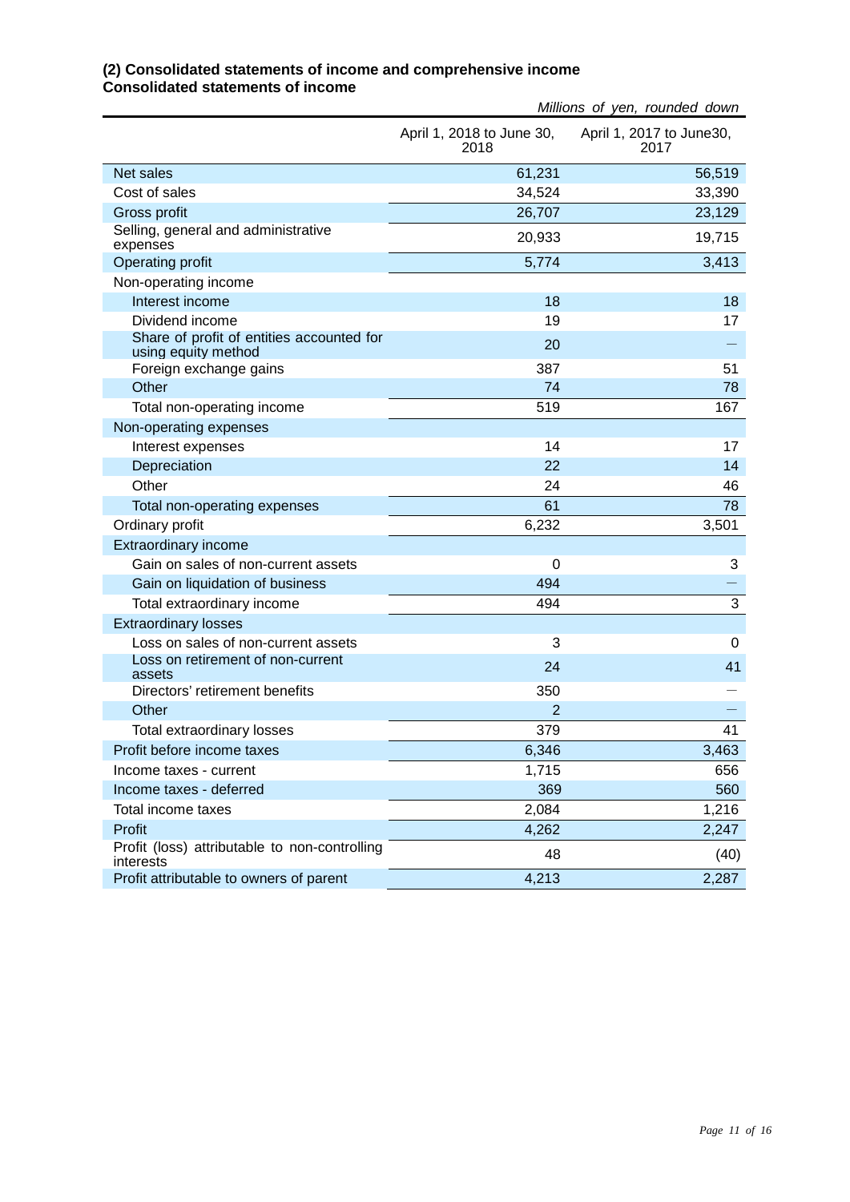### (2) Consolidated statements of income and comprehensive income
### Consolidated statements of income

*Millions of yen, rounded down*

| | April 1, 2018 to June 30, 2018 | April 1, 2017 to June30, 2017 |
|---|---|---|
| Net sales | 61,231 | 56,519 |
| Cost of sales | 34,524 | 33,390 |
| Gross profit | 26,707 | 23,129 |
| Selling, general and administrative expenses | 20,933 | 19,715 |
| Operating profit | 5,774 | 3,413 |
| Non-operating income | | |
| Interest income | 18 | 18 |
| Dividend income | 19 | 17 |
| Share of profit of entities accounted for using equity method | 20 | — |
| Foreign exchange gains | 387 | 51 |
| Other | 74 | 78 |
| Total non-operating income | 519 | 167 |
| Non-operating expenses | | |
| Interest expenses | 14 | 17 |
| Depreciation | 22 | 14 |
| Other | 24 | 46 |
| Total non-operating expenses | 61 | 78 |
| Ordinary profit | 6,232 | 3,501 |
| Extraordinary income | | |
| Gain on sales of non-current assets | 0 | 3 |
| Gain on liquidation of business | 494 | — |
| Total extraordinary income | 494 | 3 |
| Extraordinary losses | | |
| Loss on sales of non-current assets | 3 | 0 |
| Loss on retirement of non-current assets | 24 | 41 |
| Directors' retirement benefits | 350 | — |
| Other | 2 | — |
| Total extraordinary losses | 379 | 41 |
| Profit before income taxes | 6,346 | 3,463 |
| Income taxes - current | 1,715 | 656 |
| Income taxes - deferred | 369 | 560 |
| Total income taxes | 2,084 | 1,216 |
| Profit | 4,262 | 2,247 |
| Profit (loss) attributable to non-controlling interests | 48 | (40) |
| Profit attributable to owners of parent | 4,213 | 2,287 |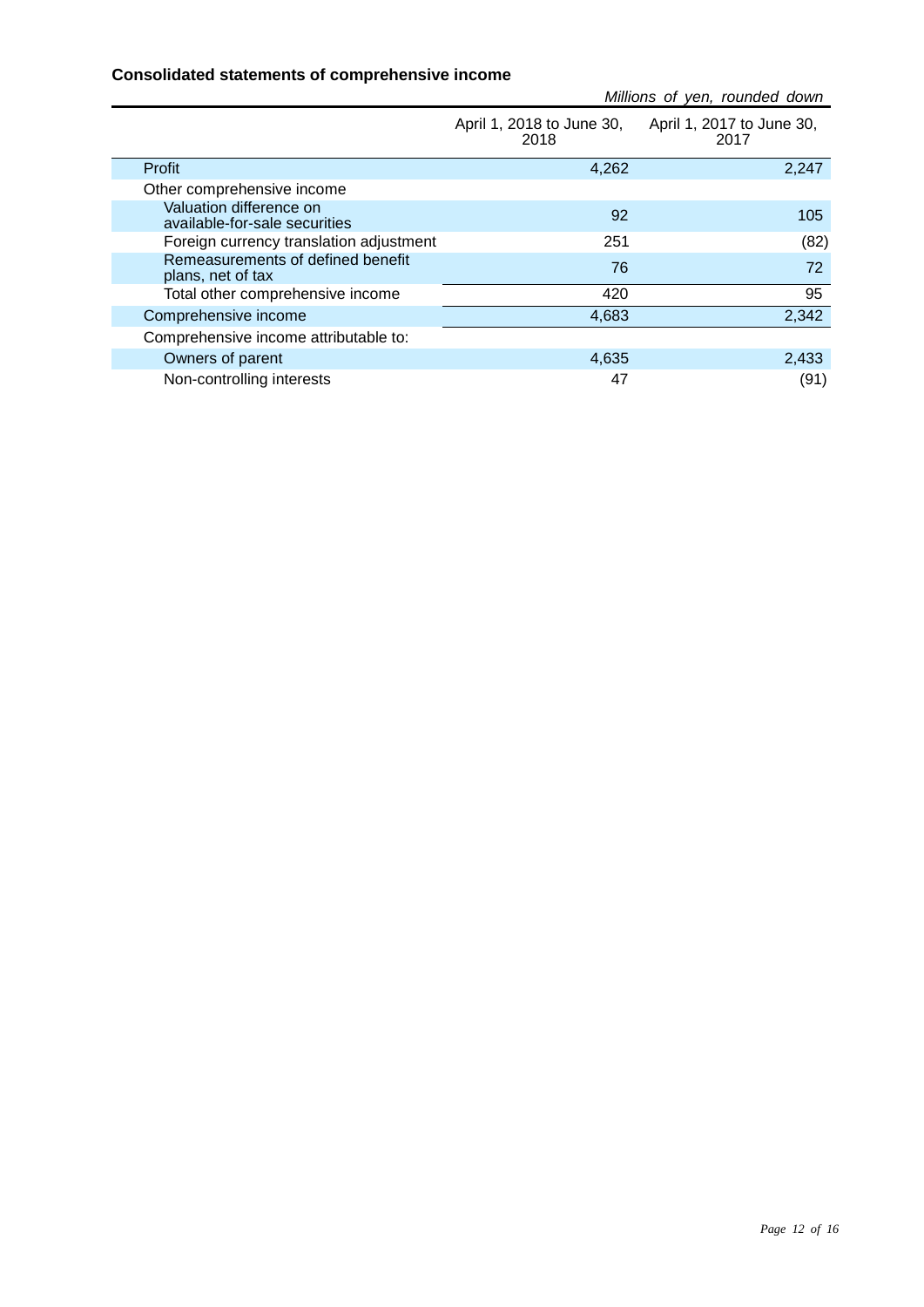### Consolidated statements of comprehensive income

*Millions of yen, rounded down*

| | April 1, 2018 to June 30, 2018 | April 1, 2017 to June 30, 2017 |
|---|---|---|
| Profit | 4,262 | 2,247 |
| Other comprehensive income | | |
| Valuation difference on available-for-sale securities | 92 | 105 |
| Foreign currency translation adjustment | 251 | (82) |
| Remeasurements of defined benefit plans, net of tax | 76 | 72 |
| Total other comprehensive income | 420 | 95 |
| Comprehensive income | 4,683 | 2,342 |
| Comprehensive income attributable to: | | |
| Owners of parent | 4,635 | 2,433 |
| Non-controlling interests | 47 | (91) |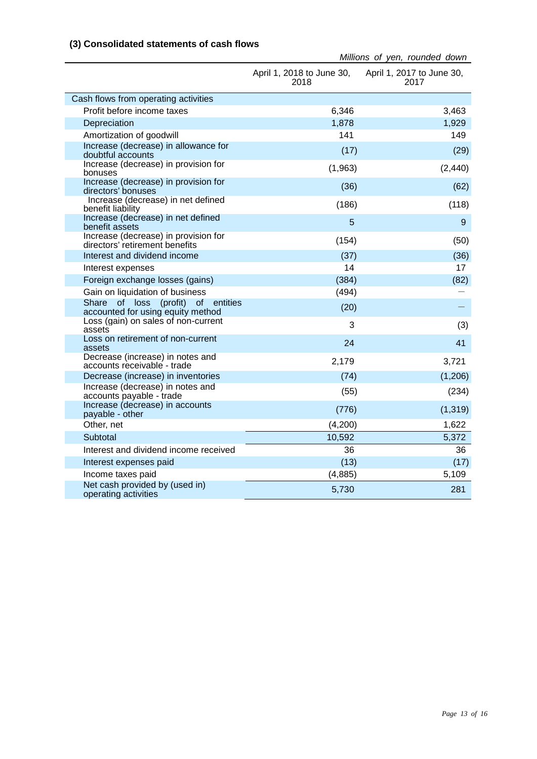### (3) Consolidated statements of cash flows

*Millions of yen, rounded down*

| | April 1, 2018 to June 30, 2018 | April 1, 2017 to June 30, 2017 |
|---|---|---|
| Cash flows from operating activities | | |
| Profit before income taxes | 6,346 | 3,463 |
| Depreciation | 1,878 | 1,929 |
| Amortization of goodwill | 141 | 149 |
| Increase (decrease) in allowance for doubtful accounts | (17) | (29) |
| Increase (decrease) in provision for bonuses | (1,963) | (2,440) |
| Increase (decrease) in provision for directors' bonuses | (36) | (62) |
| Increase (decrease) in net defined benefit liability | (186) | (118) |
| Increase (decrease) in net defined benefit assets | 5 | 9 |
| Increase (decrease) in provision for directors' retirement benefits | (154) | (50) |
| Interest and dividend income | (37) | (36) |
| Interest expenses | 14 | 17 |
| Foreign exchange losses (gains) | (384) | (82) |
| Gain on liquidation of business | (494) | — |
| Share of loss (profit) of entities accounted for using equity method | (20) | — |
| Loss (gain) on sales of non-current assets | 3 | (3) |
| Loss on retirement of non-current assets | 24 | 41 |
| Decrease (increase) in notes and accounts receivable - trade | 2,179 | 3,721 |
| Decrease (increase) in inventories | (74) | (1,206) |
| Increase (decrease) in notes and accounts payable - trade | (55) | (234) |
| Increase (decrease) in accounts payable - other | (776) | (1,319) |
| Other, net | (4,200) | 1,622 |
| Subtotal | 10,592 | 5,372 |
| Interest and dividend income received | 36 | 36 |
| Interest expenses paid | (13) | (17) |
| Income taxes paid | (4,885) | 5,109 |
| Net cash provided by (used in) operating activities | 5,730 | 281 |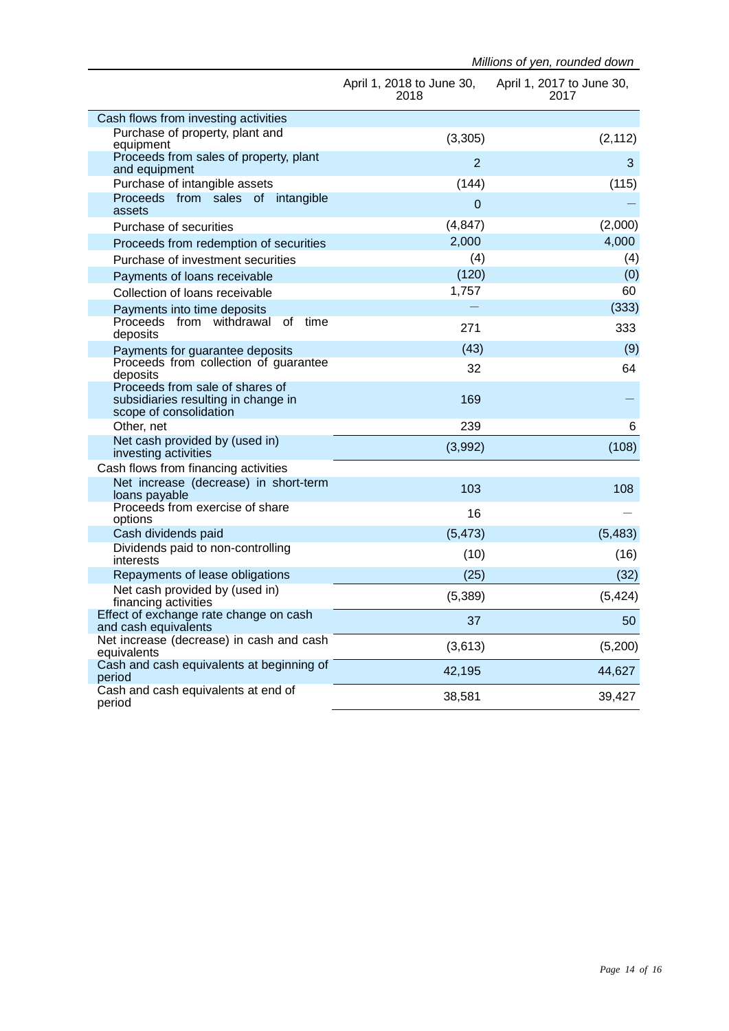*Millions of yen, rounded down*

| | April 1, 2018 to June 30, 2018 | April 1, 2017 to June 30, 2017 |
|---|---|---|
| Cash flows from investing activities | | |
| Purchase of property, plant and equipment | (3,305) | (2,112) |
| Proceeds from sales of property, plant and equipment | 2 | 3 |
| Purchase of intangible assets | (144) | (115) |
| Proceeds from sales of intangible assets | 0 | — |
| Purchase of securities | (4,847) | (2,000) |
| Proceeds from redemption of securities | 2,000 | 4,000 |
| Purchase of investment securities | (4) | (4) |
| Payments of loans receivable | (120) | (0) |
| Collection of loans receivable | 1,757 | 60 |
| Payments into time deposits | — | (333) |
| Proceeds from withdrawal of time deposits | 271 | 333 |
| Payments for guarantee deposits | (43) | (9) |
| Proceeds from collection of guarantee deposits | 32 | 64 |
| Proceeds from sale of shares of subsidiaries resulting in change in scope of consolidation | 169 | — |
| Other, net | 239 | 6 |
| Net cash provided by (used in) investing activities | (3,992) | (108) |
| Cash flows from financing activities | | |
| Net increase (decrease) in short-term loans payable | 103 | 108 |
| Proceeds from exercise of share options | 16 | — |
| Cash dividends paid | (5,473) | (5,483) |
| Dividends paid to non-controlling interests | (10) | (16) |
| Repayments of lease obligations | (25) | (32) |
| Net cash provided by (used in) financing activities | (5,389) | (5,424) |
| Effect of exchange rate change on cash and cash equivalents | 37 | 50 |
| Net increase (decrease) in cash and cash equivalents | (3,613) | (5,200) |
| Cash and cash equivalents at beginning of period | 42,195 | 44,627 |
| Cash and cash equivalents at end of period | 38,581 | 39,427 |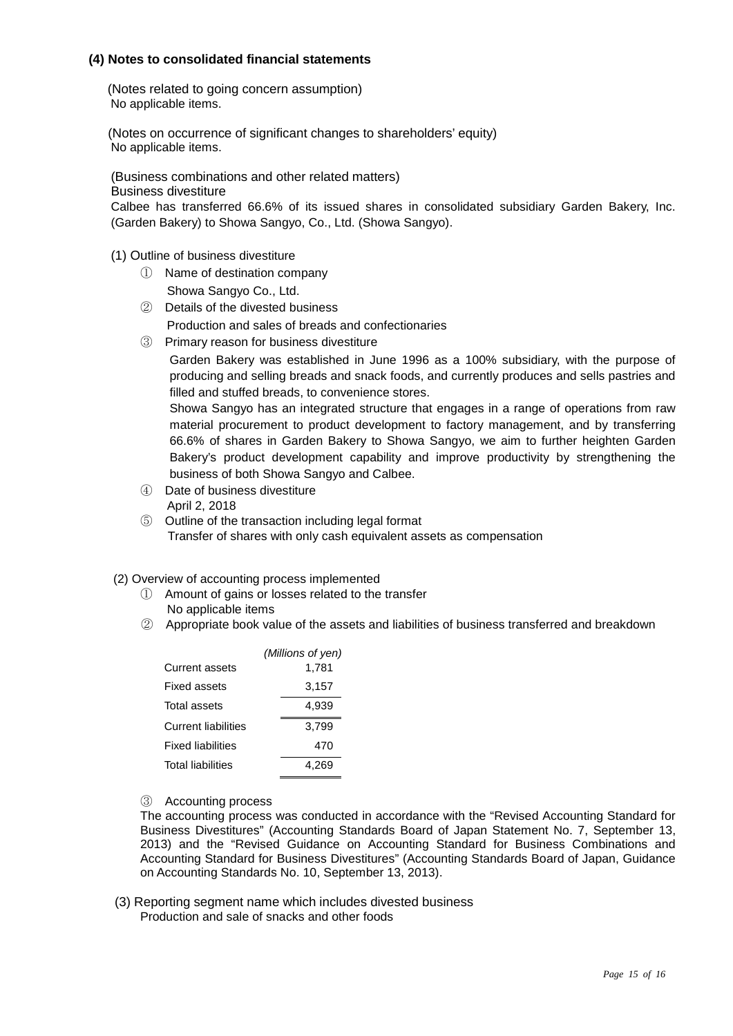### (4) Notes to consolidated financial statements

(Notes related to going concern assumption)
No applicable items.

(Notes on occurrence of significant changes to shareholders' equity)
No applicable items.

(Business combinations and other related matters)
Business divestiture
Calbee has transferred 66.6% of its issued shares in consolidated subsidiary Garden Bakery, Inc. (Garden Bakery) to Showa Sangyo, Co., Ltd. (Showa Sangyo).

(1) Outline of business divestiture

① Name of destination company
Showa Sangyo Co., Ltd.

② Details of the divested business
Production and sales of breads and confectionaries

③ Primary reason for business divestiture
Garden Bakery was established in June 1996 as a 100% subsidiary, with the purpose of producing and selling breads and snack foods, and currently produces and sells pastries and filled and stuffed breads, to convenience stores.
Showa Sangyo has an integrated structure that engages in a range of operations from raw material procurement to product development to factory management, and by transferring 66.6% of shares in Garden Bakery to Showa Sangyo, we aim to further heighten Garden Bakery's product development capability and improve productivity by strengthening the business of both Showa Sangyo and Calbee.

④ Date of business divestiture
April 2, 2018

⑤ Outline of the transaction including legal format
Transfer of shares with only cash equivalent assets as compensation

(2) Overview of accounting process implemented

① Amount of gains or losses related to the transfer
No applicable items

② Appropriate book value of the assets and liabilities of business transferred and breakdown

| | *(Millions of yen)* |
|---|---|
| Current assets | 1,781 |
| Fixed assets | 3,157 |
| Total assets | 4,939 |
| Current liabilities | 3,799 |
| Fixed liabilities | 470 |
| Total liabilities | 4,269 |

③ Accounting process
The accounting process was conducted in accordance with the "Revised Accounting Standard for Business Divestitures" (Accounting Standards Board of Japan Statement No. 7, September 13, 2013) and the "Revised Guidance on Accounting Standard for Business Combinations and Accounting Standard for Business Divestitures" (Accounting Standards Board of Japan, Guidance on Accounting Standards No. 10, September 13, 2013).

(3) Reporting segment name which includes divested business
Production and sale of snacks and other foods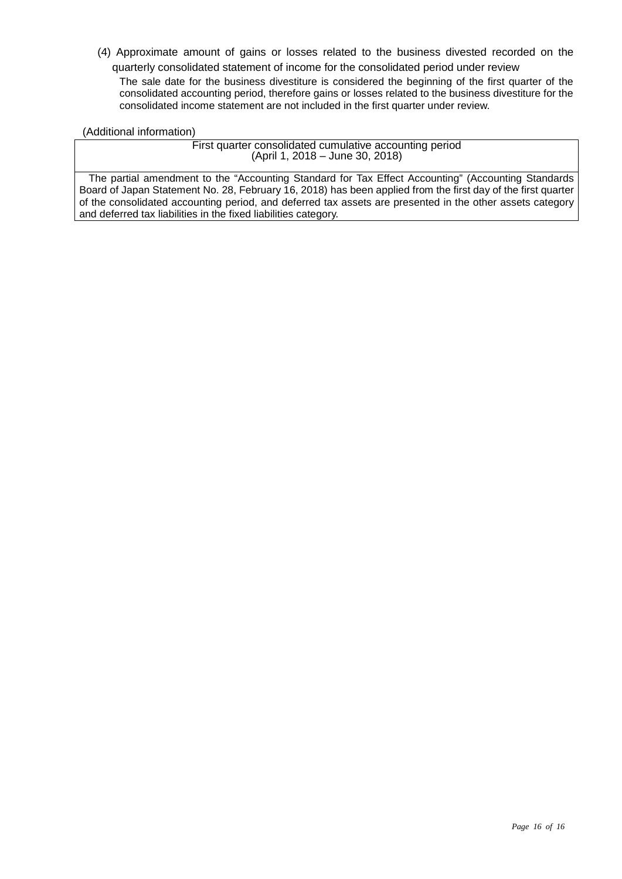(4) Approximate amount of gains or losses related to the business divested recorded on the quarterly consolidated statement of income for the consolidated period under review

The sale date for the business divestiture is considered the beginning of the first quarter of the consolidated accounting period, therefore gains or losses related to the business divestiture for the consolidated income statement are not included in the first quarter under review.

(Additional information)

| First quarter consolidated cumulative accounting period (April 1, 2018 – June 30, 2018) |
|---|
| The partial amendment to the "Accounting Standard for Tax Effect Accounting" (Accounting Standards Board of Japan Statement No. 28, February 16, 2018) has been applied from the first day of the first quarter of the consolidated accounting period, and deferred tax assets are presented in the other assets category and deferred tax liabilities in the fixed liabilities category. |